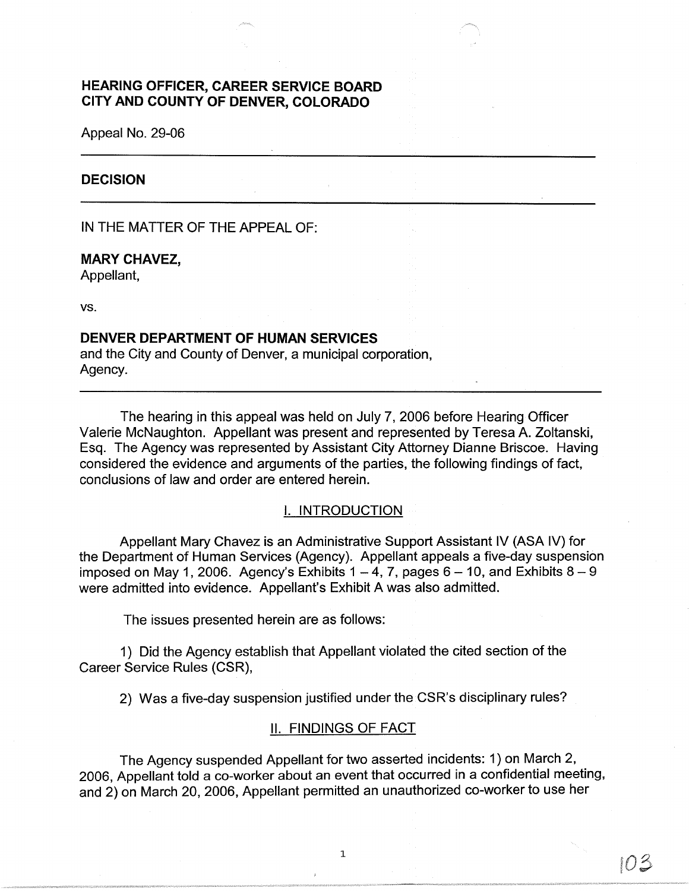# HEARING OFFICER, CAREER SERVICE BOARD
# CITY AND COUNTY OF DENVER, COLORADO

Appeal No. 29-06

---

## DECISION

---

IN THE MATTER OF THE APPEAL OF:

**MARY CHAVEZ,**
Appellant,

vs.

**DENVER DEPARTMENT OF HUMAN SERVICES**
and the City and County of Denver, a municipal corporation,
Agency.

---

The hearing in this appeal was held on July 7, 2006 before Hearing Officer Valerie McNaughton. Appellant was present and represented by Teresa A. Zoltanski, Esq. The Agency was represented by Assistant City Attorney Dianne Briscoe. Having considered the evidence and arguments of the parties, the following findings of fact, conclusions of law and order are entered herein.

## I. INTRODUCTION

Appellant Mary Chavez is an Administrative Support Assistant IV (ASA IV) for the Department of Human Services (Agency). Appellant appeals a five-day suspension imposed on May 1, 2006. Agency's Exhibits 1 – 4, 7, pages 6 – 10, and Exhibits 8 – 9 were admitted into evidence. Appellant's Exhibit A was also admitted.

The issues presented herein are as follows:

1) Did the Agency establish that Appellant violated the cited section of the Career Service Rules (CSR),

2) Was a five-day suspension justified under the CSR's disciplinary rules?

## II. FINDINGS OF FACT

The Agency suspended Appellant for two asserted incidents: 1) on March 2, 2006, Appellant told a co-worker about an event that occurred in a confidential meeting, and 2) on March 20, 2006, Appellant permitted an unauthorized co-worker to use her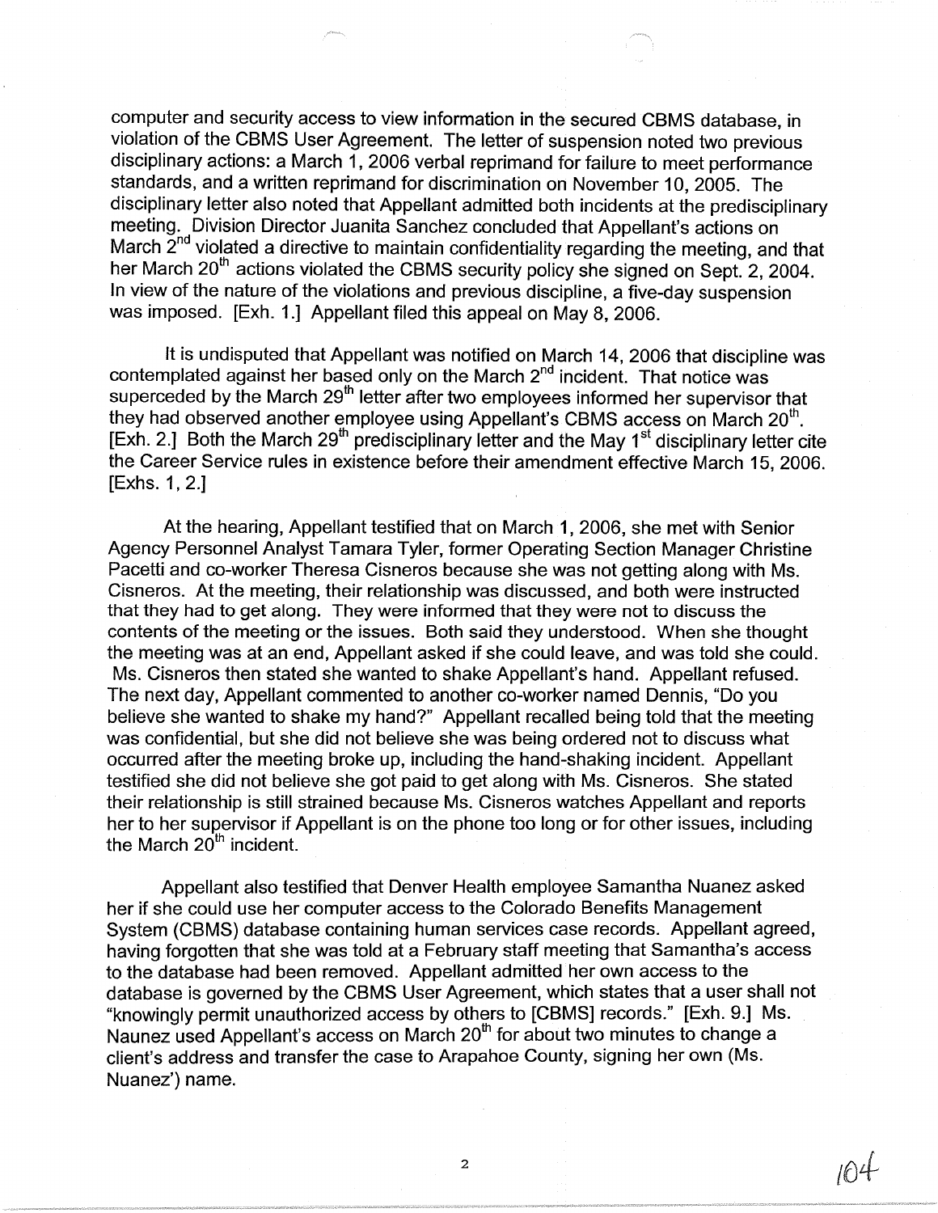computer and security access to view information in the secured CBMS database, in violation of the CBMS User Agreement. The letter of suspension noted two previous disciplinary actions: a March 1, 2006 verbal reprimand for failure to meet performance standards, and a written reprimand for discrimination on November 10, 2005. The disciplinary letter also noted that Appellant admitted both incidents at the predisciplinary meeting. Division Director Juanita Sanchez concluded that Appellant's actions on March 2nd violated a directive to maintain confidentiality regarding the meeting, and that her March 20th actions violated the CBMS security policy she signed on Sept. 2, 2004. In view of the nature of the violations and previous discipline, a five-day suspension was imposed. [Exh. 1.] Appellant filed this appeal on May 8, 2006.

It is undisputed that Appellant was notified on March 14, 2006 that discipline was contemplated against her based only on the March 2nd incident. That notice was superceded by the March 29th letter after two employees informed her supervisor that they had observed another employee using Appellant's CBMS access on March 20th. [Exh. 2.] Both the March 29th predisciplinary letter and the May 1st disciplinary letter cite the Career Service rules in existence before their amendment effective March 15, 2006. [Exhs. 1, 2.]

At the hearing, Appellant testified that on March 1, 2006, she met with Senior Agency Personnel Analyst Tamara Tyler, former Operating Section Manager Christine Pacetti and co-worker Theresa Cisneros because she was not getting along with Ms. Cisneros. At the meeting, their relationship was discussed, and both were instructed that they had to get along. They were informed that they were not to discuss the contents of the meeting or the issues. Both said they understood. When she thought the meeting was at an end, Appellant asked if she could leave, and was told she could. Ms. Cisneros then stated she wanted to shake Appellant's hand. Appellant refused. The next day, Appellant commented to another co-worker named Dennis, "Do you believe she wanted to shake my hand?" Appellant recalled being told that the meeting was confidential, but she did not believe she was being ordered not to discuss what occurred after the meeting broke up, including the hand-shaking incident. Appellant testified she did not believe she got paid to get along with Ms. Cisneros. She stated their relationship is still strained because Ms. Cisneros watches Appellant and reports her to her supervisor if Appellant is on the phone too long or for other issues, including the March 20th incident.

Appellant also testified that Denver Health employee Samantha Nuanez asked her if she could use her computer access to the Colorado Benefits Management System (CBMS) database containing human services case records. Appellant agreed, having forgotten that she was told at a February staff meeting that Samantha's access to the database had been removed. Appellant admitted her own access to the database is governed by the CBMS User Agreement, which states that a user shall not "knowingly permit unauthorized access by others to [CBMS] records." [Exh. 9.] Ms. Naunez used Appellant's access on March 20th for about two minutes to change a client's address and transfer the case to Arapahoe County, signing her own (Ms. Nuanez') name.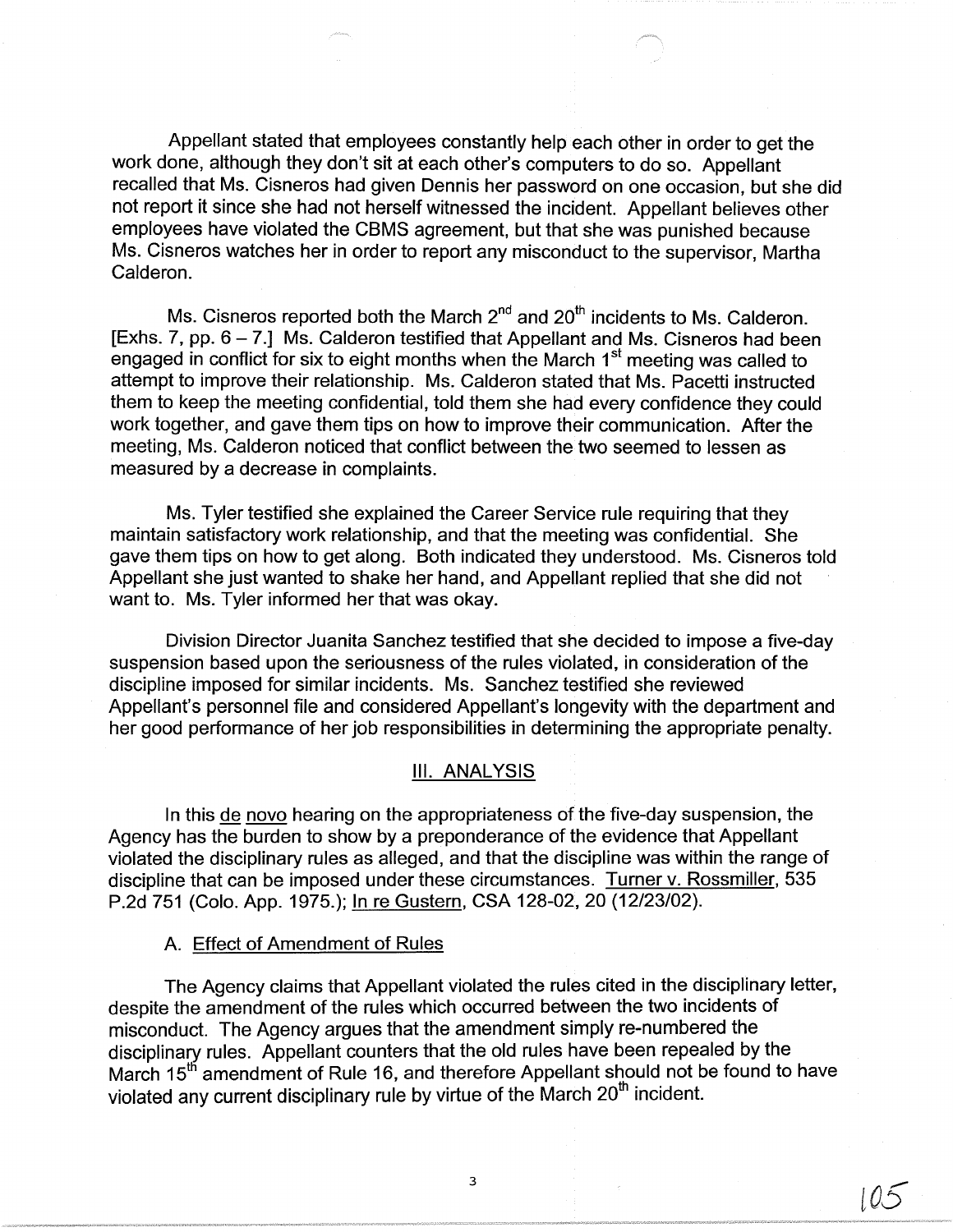Appellant stated that employees constantly help each other in order to get the work done, although they don't sit at each other's computers to do so. Appellant recalled that Ms. Cisneros had given Dennis her password on one occasion, but she did not report it since she had not herself witnessed the incident. Appellant believes other employees have violated the CBMS agreement, but that she was punished because Ms. Cisneros watches her in order to report any misconduct to the supervisor, Martha Calderon.

Ms. Cisneros reported both the March 2nd and 20th incidents to Ms. Calderon. [Exhs. 7, pp. 6 – 7.] Ms. Calderon testified that Appellant and Ms. Cisneros had been engaged in conflict for six to eight months when the March 1st meeting was called to attempt to improve their relationship. Ms. Calderon stated that Ms. Pacetti instructed them to keep the meeting confidential, told them she had every confidence they could work together, and gave them tips on how to improve their communication. After the meeting, Ms. Calderon noticed that conflict between the two seemed to lessen as measured by a decrease in complaints.

Ms. Tyler testified she explained the Career Service rule requiring that they maintain satisfactory work relationship, and that the meeting was confidential. She gave them tips on how to get along. Both indicated they understood. Ms. Cisneros told Appellant she just wanted to shake her hand, and Appellant replied that she did not want to. Ms. Tyler informed her that was okay.

Division Director Juanita Sanchez testified that she decided to impose a five-day suspension based upon the seriousness of the rules violated, in consideration of the discipline imposed for similar incidents. Ms. Sanchez testified she reviewed Appellant's personnel file and considered Appellant's longevity with the department and her good performance of her job responsibilities in determining the appropriate penalty.

## III. ANALYSIS

In this de novo hearing on the appropriateness of the five-day suspension, the Agency has the burden to show by a preponderance of the evidence that Appellant violated the disciplinary rules as alleged, and that the discipline was within the range of discipline that can be imposed under these circumstances. Turner v. Rossmiller, 535 P.2d 751 (Colo. App. 1975.); In re Gustern, CSA 128-02, 20 (12/23/02).

### A. Effect of Amendment of Rules

The Agency claims that Appellant violated the rules cited in the disciplinary letter, despite the amendment of the rules which occurred between the two incidents of misconduct. The Agency argues that the amendment simply re-numbered the disciplinary rules. Appellant counters that the old rules have been repealed by the March 15th amendment of Rule 16, and therefore Appellant should not be found to have violated any current disciplinary rule by virtue of the March 20th incident.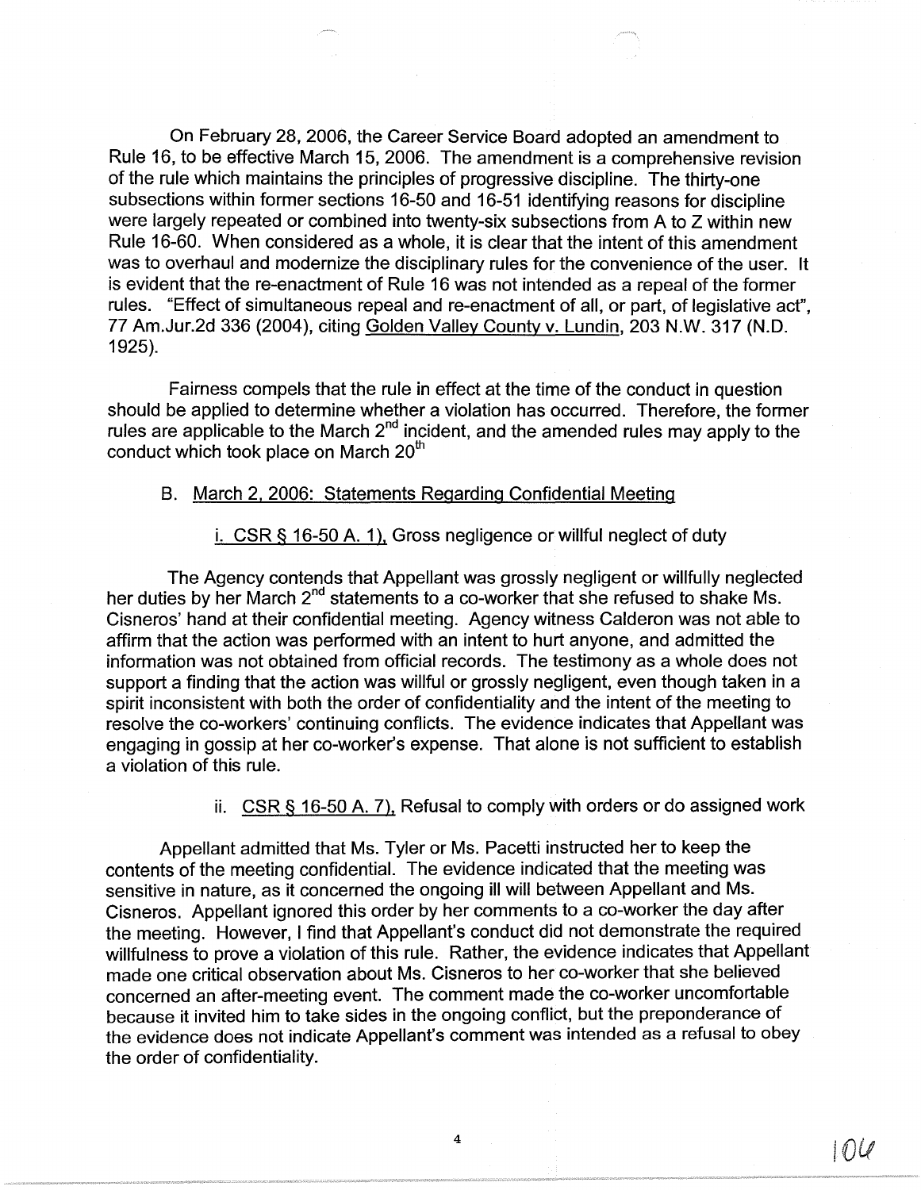On February 28, 2006, the Career Service Board adopted an amendment to Rule 16, to be effective March 15, 2006. The amendment is a comprehensive revision of the rule which maintains the principles of progressive discipline. The thirty-one subsections within former sections 16-50 and 16-51 identifying reasons for discipline were largely repeated or combined into twenty-six subsections from A to Z within new Rule 16-60. When considered as a whole, it is clear that the intent of this amendment was to overhaul and modernize the disciplinary rules for the convenience of the user. It is evident that the re-enactment of Rule 16 was not intended as a repeal of the former rules. "Effect of simultaneous repeal and re-enactment of all, or part, of legislative act", 77 Am.Jur.2d 336 (2004), citing Golden Valley County v. Lundin, 203 N.W. 317 (N.D. 1925).

Fairness compels that the rule in effect at the time of the conduct in question should be applied to determine whether a violation has occurred. Therefore, the former rules are applicable to the March 2nd incident, and the amended rules may apply to the conduct which took place on March 20th

B. March 2, 2006: Statements Regarding Confidential Meeting

i. CSR § 16-50 A. 1), Gross negligence or willful neglect of duty

The Agency contends that Appellant was grossly negligent or willfully neglected her duties by her March 2nd statements to a co-worker that she refused to shake Ms. Cisneros' hand at their confidential meeting. Agency witness Calderon was not able to affirm that the action was performed with an intent to hurt anyone, and admitted the information was not obtained from official records. The testimony as a whole does not support a finding that the action was willful or grossly negligent, even though taken in a spirit inconsistent with both the order of confidentiality and the intent of the meeting to resolve the co-workers' continuing conflicts. The evidence indicates that Appellant was engaging in gossip at her co-worker's expense. That alone is not sufficient to establish a violation of this rule.

ii. CSR § 16-50 A. 7), Refusal to comply with orders or do assigned work

Appellant admitted that Ms. Tyler or Ms. Pacetti instructed her to keep the contents of the meeting confidential. The evidence indicated that the meeting was sensitive in nature, as it concerned the ongoing ill will between Appellant and Ms. Cisneros. Appellant ignored this order by her comments to a co-worker the day after the meeting. However, I find that Appellant's conduct did not demonstrate the required willfulness to prove a violation of this rule. Rather, the evidence indicates that Appellant made one critical observation about Ms. Cisneros to her co-worker that she believed concerned an after-meeting event. The comment made the co-worker uncomfortable because it invited him to take sides in the ongoing conflict, but the preponderance of the evidence does not indicate Appellant's comment was intended as a refusal to obey the order of confidentiality.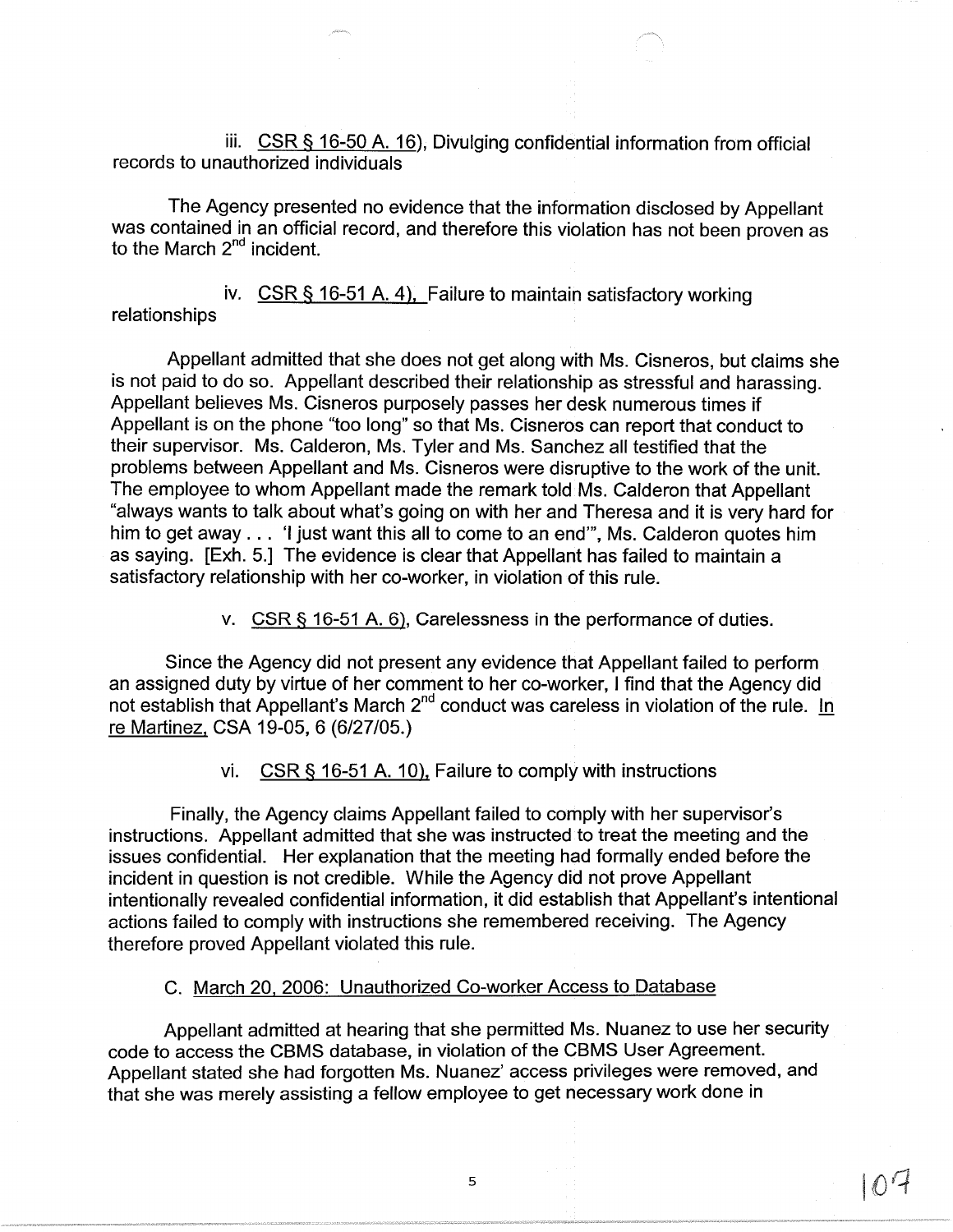iii. CSR § 16-50 A. 16), Divulging confidential information from official records to unauthorized individuals

The Agency presented no evidence that the information disclosed by Appellant was contained in an official record, and therefore this violation has not been proven as to the March 2nd incident.

iv. CSR § 16-51 A. 4), Failure to maintain satisfactory working relationships

Appellant admitted that she does not get along with Ms. Cisneros, but claims she is not paid to do so. Appellant described their relationship as stressful and harassing. Appellant believes Ms. Cisneros purposely passes her desk numerous times if Appellant is on the phone "too long" so that Ms. Cisneros can report that conduct to their supervisor. Ms. Calderon, Ms. Tyler and Ms. Sanchez all testified that the problems between Appellant and Ms. Cisneros were disruptive to the work of the unit. The employee to whom Appellant made the remark told Ms. Calderon that Appellant "always wants to talk about what's going on with her and Theresa and it is very hard for him to get away . . . 'I just want this all to come to an end'", Ms. Calderon quotes him as saying. [Exh. 5.] The evidence is clear that Appellant has failed to maintain a satisfactory relationship with her co-worker, in violation of this rule.

v. CSR § 16-51 A. 6), Carelessness in the performance of duties.

Since the Agency did not present any evidence that Appellant failed to perform an assigned duty by virtue of her comment to her co-worker, I find that the Agency did not establish that Appellant's March 2nd conduct was careless in violation of the rule. In re Martinez, CSA 19-05, 6 (6/27/05.)

vi. CSR § 16-51 A. 10), Failure to comply with instructions

Finally, the Agency claims Appellant failed to comply with her supervisor's instructions. Appellant admitted that she was instructed to treat the meeting and the issues confidential. Her explanation that the meeting had formally ended before the incident in question is not credible. While the Agency did not prove Appellant intentionally revealed confidential information, it did establish that Appellant's intentional actions failed to comply with instructions she remembered receiving. The Agency therefore proved Appellant violated this rule.

C. March 20, 2006: Unauthorized Co-worker Access to Database

Appellant admitted at hearing that she permitted Ms. Nuanez to use her security code to access the CBMS database, in violation of the CBMS User Agreement. Appellant stated she had forgotten Ms. Nuanez' access privileges were removed, and that she was merely assisting a fellow employee to get necessary work done in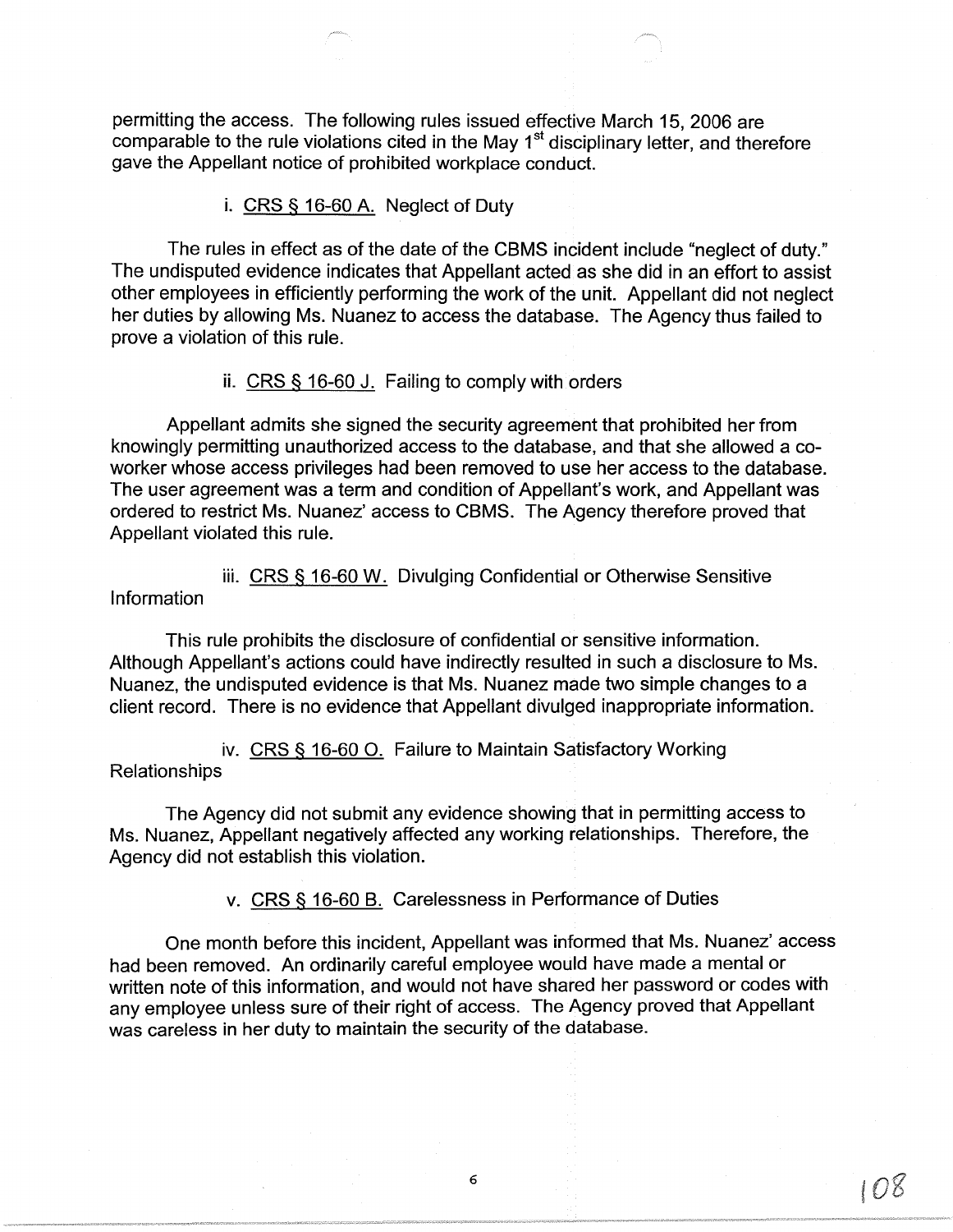permitting the access. The following rules issued effective March 15, 2006 are comparable to the rule violations cited in the May 1st disciplinary letter, and therefore gave the Appellant notice of prohibited workplace conduct.

i. CRS § 16-60 A. Neglect of Duty

The rules in effect as of the date of the CBMS incident include "neglect of duty." The undisputed evidence indicates that Appellant acted as she did in an effort to assist other employees in efficiently performing the work of the unit. Appellant did not neglect her duties by allowing Ms. Nuanez to access the database. The Agency thus failed to prove a violation of this rule.

ii. CRS § 16-60 J. Failing to comply with orders

Appellant admits she signed the security agreement that prohibited her from knowingly permitting unauthorized access to the database, and that she allowed a co-worker whose access privileges had been removed to use her access to the database. The user agreement was a term and condition of Appellant's work, and Appellant was ordered to restrict Ms. Nuanez' access to CBMS. The Agency therefore proved that Appellant violated this rule.

iii. CRS § 16-60 W. Divulging Confidential or Otherwise Sensitive Information

This rule prohibits the disclosure of confidential or sensitive information. Although Appellant's actions could have indirectly resulted in such a disclosure to Ms. Nuanez, the undisputed evidence is that Ms. Nuanez made two simple changes to a client record. There is no evidence that Appellant divulged inappropriate information.

iv. CRS § 16-60 O. Failure to Maintain Satisfactory Working Relationships

The Agency did not submit any evidence showing that in permitting access to Ms. Nuanez, Appellant negatively affected any working relationships. Therefore, the Agency did not establish this violation.

v. CRS § 16-60 B. Carelessness in Performance of Duties

One month before this incident, Appellant was informed that Ms. Nuanez' access had been removed. An ordinarily careful employee would have made a mental or written note of this information, and would not have shared her password or codes with any employee unless sure of their right of access. The Agency proved that Appellant was careless in her duty to maintain the security of the database.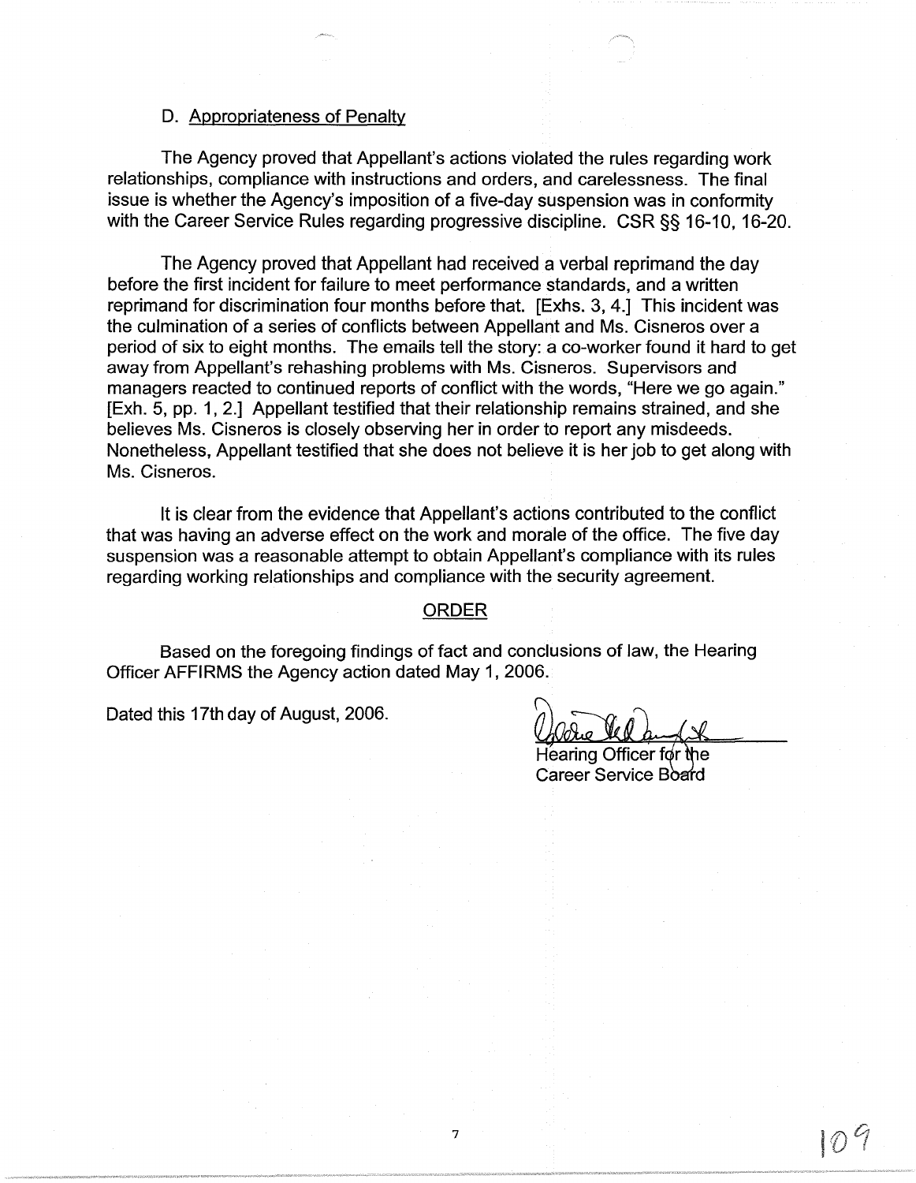### D. Appropriateness of Penalty

The Agency proved that Appellant's actions violated the rules regarding work relationships, compliance with instructions and orders, and carelessness. The final issue is whether the Agency's imposition of a five-day suspension was in conformity with the Career Service Rules regarding progressive discipline. CSR §§ 16-10, 16-20.

The Agency proved that Appellant had received a verbal reprimand the day before the first incident for failure to meet performance standards, and a written reprimand for discrimination four months before that. [Exhs. 3, 4.] This incident was the culmination of a series of conflicts between Appellant and Ms. Cisneros over a period of six to eight months. The emails tell the story: a co-worker found it hard to get away from Appellant's rehashing problems with Ms. Cisneros. Supervisors and managers reacted to continued reports of conflict with the words, "Here we go again." [Exh. 5, pp. 1, 2.] Appellant testified that their relationship remains strained, and she believes Ms. Cisneros is closely observing her in order to report any misdeeds. Nonetheless, Appellant testified that she does not believe it is her job to get along with Ms. Cisneros.

It is clear from the evidence that Appellant's actions contributed to the conflict that was having an adverse effect on the work and morale of the office. The five day suspension was a reasonable attempt to obtain Appellant's compliance with its rules regarding working relationships and compliance with the security agreement.

## ORDER

Based on the foregoing findings of fact and conclusions of law, the Hearing Officer AFFIRMS the Agency action dated May 1, 2006.

Dated this 17th day of August, 2006.

Hearing Officer for the
Career Service Board